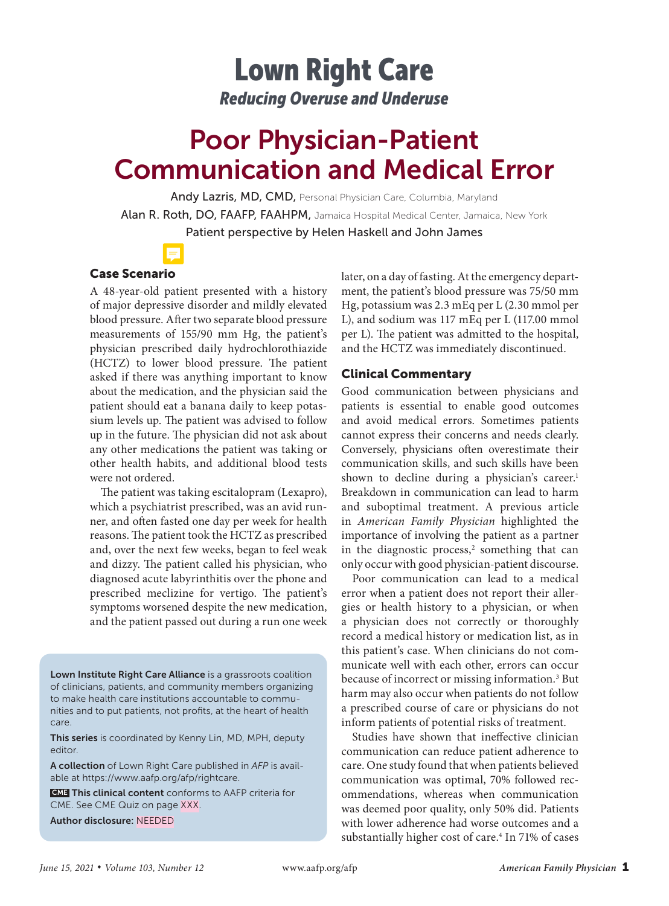# Lown Right Care

*Reducing Overuse and Underuse*

# Poor Physician-Patient Communication and Medical Error

Andy Lazris, MD, CMD, Personal Physician Care, Columbia, Maryland

Alan R. Roth, DO, FAAFP, FAAHPM, Jamaica Hospital Medical Center, Jamaica, New York

Patient perspective by Helen Haskell and John James

## Case Scenario

A 48-year-old patient presented with a history of major depressive disorder and mildly elevated blood pressure. After two separate blood pressure measurements of 155/90 mm Hg, the patient's physician prescribed daily hydrochlorothiazide (HCTZ) to lower blood pressure. The patient asked if there was anything important to know about the medication, and the physician said the patient should eat a banana daily to keep potassium levels up. The patient was advised to follow up in the future. The physician did not ask about any other medications the patient was taking or other health habits, and additional blood tests were not ordered.

The patient was taking escitalopram (Lexapro), which a psychiatrist prescribed, was an avid runner, and often fasted one day per week for health reasons. The patient took the HCTZ as prescribed and, over the next few weeks, began to feel weak and dizzy. The patient called his physician, who diagnosed acute labyrinthitis over the phone and prescribed meclizine for vertigo. The patient's symptoms worsened despite the new medication, and the patient passed out during a run one week later, on a day of fasting. At the emergency department, the patient's blood pressure was 75/50 mm Hg, potassium was 2.3 mEq per L (2.30 mmol per L), and sodium was 117 mEq per L (117.00 mmol per L). The patient was admitted to the hospital, and the HCTZ was immediately discontinued.

**Lown Institute Right Care Alliance** is a grassroots coalition of clinicians, patients, and community members organizing to make health care institutions accountable to communities and to put patients, not profits, at the heart of health care.

**This series** is coordinated by Kenny Lin, MD, MPH, deputy editor.

**A collection** of Lown Right Care published in *AFP* is available at https://www.aafp.org/afp/rightcare.

**CME This clinical content** conforms to AAFP criteria for CME. See CME Quiz on page XXX.

**Author disclosure:** NEEDED

## Clinical Commentary

Good communication between physicians and patients is essential to enable good outcomes and avoid medical errors. Sometimes patients cannot express their concerns and needs clearly. Conversely, physicians often overestimate their communication skills, and such skills have been shown to decline during a physician's career.[1] Breakdown in communication can lead to harm and suboptimal treatment. A previous article in *American Family Physician* highlighted the importance of involving the patient as a partner in the diagnostic process,[2] something that can only occur with good physician-patient discourse.

Poor communication can lead to a medical error when a patient does not report their allergies or health history to a physician, or when a physician does not correctly or thoroughly record a medical history or medication list, as in this patient's case. When clinicians do not communicate well with each other, errors can occur because of incorrect or missing information.[3] But harm may also occur when patients do not follow a prescribed course of care or physicians do not inform patients of potential risks of treatment.

Studies have shown that ineffective clinician communication can reduce patient adherence to care. One study found that when patients believed communication was optimal, 70% followed recommendations, whereas when communication was deemed poor quality, only 50% did. Patients with lower adherence had worse outcomes and a substantially higher cost of care.[4] In 71% of cases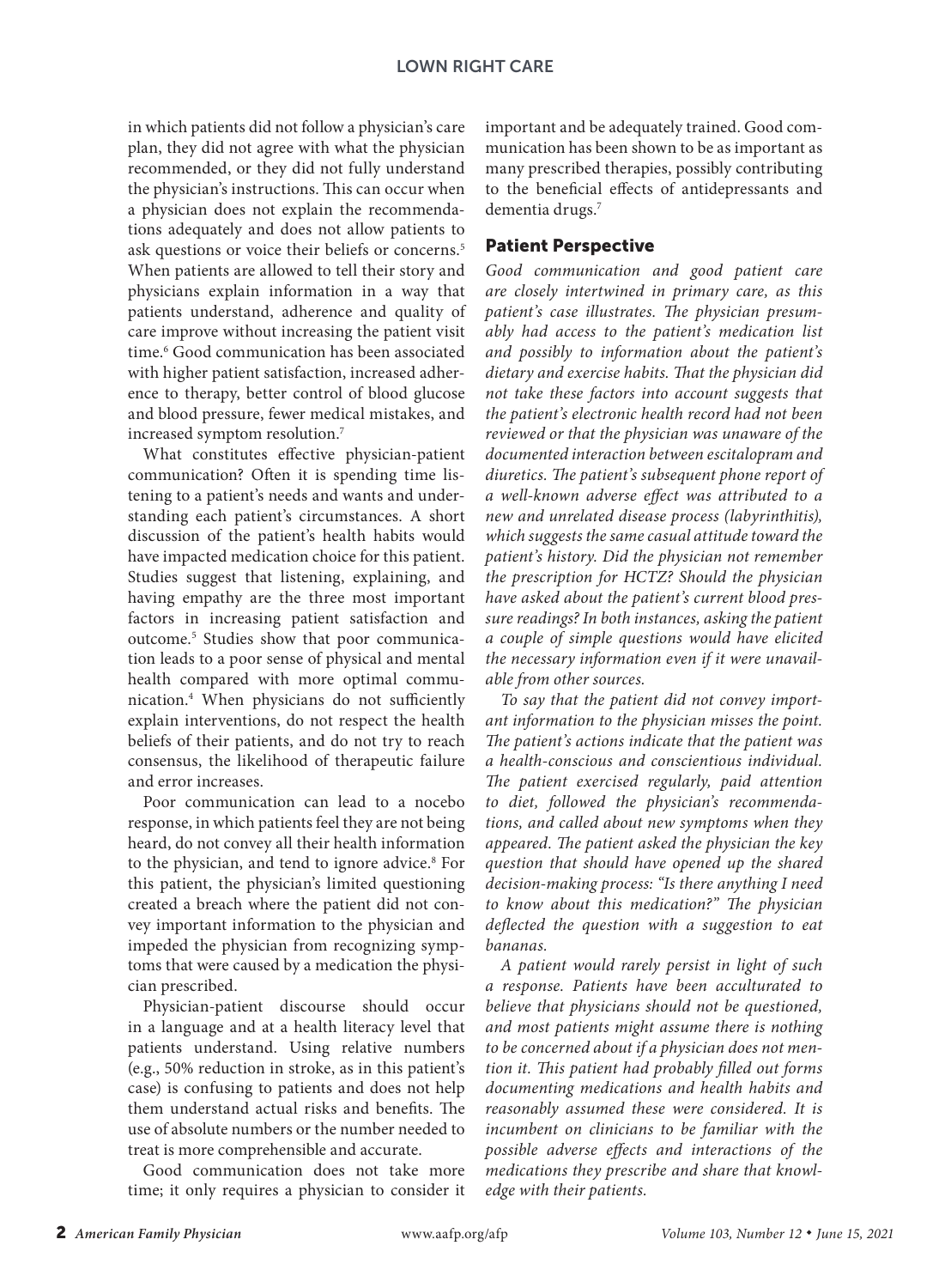in which patients did not follow a physician's care plan, they did not agree with what the physician recommended, or they did not fully understand the physician's instructions. This can occur when a physician does not explain the recommendations adequately and does not allow patients to ask questions or voice their beliefs or concerns.[5] When patients are allowed to tell their story and physicians explain information in a way that patients understand, adherence and quality of care improve without increasing the patient visit time.[6] Good communication has been associated with higher patient satisfaction, increased adherence to therapy, better control of blood glucose and blood pressure, fewer medical mistakes, and increased symptom resolution.[7]

What constitutes effective physician-patient communication? Often it is spending time listening to a patient's needs and wants and understanding each patient's circumstances. A short discussion of the patient's health habits would have impacted medication choice for this patient. Studies suggest that listening, explaining, and having empathy are the three most important factors in increasing patient satisfaction and outcome.[5] Studies show that poor communication leads to a poor sense of physical and mental health compared with more optimal communication.[4] When physicians do not sufficiently explain interventions, do not respect the health beliefs of their patients, and do not try to reach consensus, the likelihood of therapeutic failure and error increases.

Poor communication can lead to a nocebo response, in which patients feel they are not being heard, do not convey all their health information to the physician, and tend to ignore advice.[8] For this patient, the physician's limited questioning created a breach where the patient did not convey important information to the physician and impeded the physician from recognizing symptoms that were caused by a medication the physician prescribed.

Physician-patient discourse should occur in a language and at a health literacy level that patients understand. Using relative numbers (e.g., 50% reduction in stroke, as in this patient's case) is confusing to patients and does not help them understand actual risks and benefits. The use of absolute numbers or the number needed to treat is more comprehensible and accurate.

Good communication does not take more time; it only requires a physician to consider it important and be adequately trained. Good communication has been shown to be as important as many prescribed therapies, possibly contributing to the beneficial effects of antidepressants and dementia drugs.[7]

## Patient Perspective

*Good communication and good patient care are closely intertwined in primary care, as this patient's case illustrates. The physician presumably had access to the patient's medication list and possibly to information about the patient's dietary and exercise habits. That the physician did not take these factors into account suggests that the patient's electronic health record had not been reviewed or that the physician was unaware of the documented interaction between escitalopram and diuretics. The patient's subsequent phone report of a well-known adverse effect was attributed to a new and unrelated disease process (labyrinthitis), which suggests the same casual attitude toward the patient's history. Did the physician not remember the prescription for HCTZ? Should the physician have asked about the patient's current blood pressure readings? In both instances, asking the patient a couple of simple questions would have elicited the necessary information even if it were unavailable from other sources.*

*To say that the patient did not convey important information to the physician misses the point. The patient's actions indicate that the patient was a health-conscious and conscientious individual. The patient exercised regularly, paid attention to diet, followed the physician's recommendations, and called about new symptoms when they appeared. The patient asked the physician the key question that should have opened up the shared decision-making process: "Is there anything I need to know about this medication?" The physician deflected the question with a suggestion to eat bananas.*

*A patient would rarely persist in light of such a response. Patients have been acculturated to believe that physicians should not be questioned, and most patients might assume there is nothing to be concerned about if a physician does not mention it. This patient had probably filled out forms documenting medications and health habits and reasonably assumed these were considered. It is incumbent on clinicians to be familiar with the possible adverse effects and interactions of the medications they prescribe and share that knowledge with their patients.*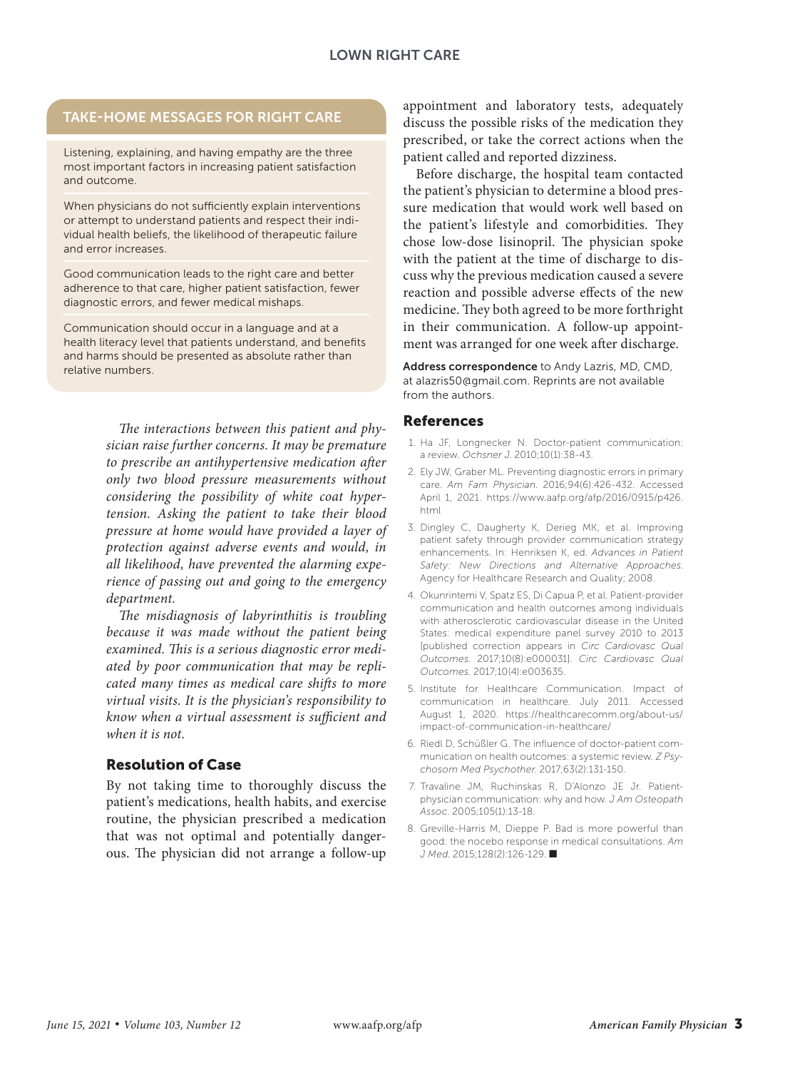## TAKE-HOME MESSAGES FOR RIGHT CARE

Listening, explaining, and having empathy are the three most important factors in increasing patient satisfaction and outcome.

When physicians do not sufficiently explain interventions or attempt to understand patients and respect their individual health beliefs, the likelihood of therapeutic failure and error increases.

Good communication leads to the right care and better adherence to that care, higher patient satisfaction, fewer diagnostic errors, and fewer medical mishaps.

Communication should occur in a language and at a health literacy level that patients understand, and benefits and harms should be presented as absolute rather than relative numbers.

*The interactions between this patient and physician raise further concerns. It may be premature to prescribe an antihypertensive medication after only two blood pressure measurements without considering the possibility of white coat hypertension. Asking the patient to take their blood pressure at home would have provided a layer of protection against adverse events and would, in all likelihood, have prevented the alarming experience of passing out and going to the emergency department.*

*The misdiagnosis of labyrinthitis is troubling because it was made without the patient being examined. This is a serious diagnostic error mediated by poor communication that may be replicated many times as medical care shifts to more virtual visits. It is the physician's responsibility to know when a virtual assessment is sufficient and when it is not.*

### Resolution of Case

By not taking time to thoroughly discuss the patient's medications, health habits, and exercise routine, the physician prescribed a medication that was not optimal and potentially dangerous. The physician did not arrange a follow-up appointment and laboratory tests, adequately discuss the possible risks of the medication they prescribed, or take the correct actions when the patient called and reported dizziness.

Before discharge, the hospital team contacted the patient's physician to determine a blood pressure medication that would work well based on the patient's lifestyle and comorbidities. They chose low-dose lisinopril. The physician spoke with the patient at the time of discharge to discuss why the previous medication caused a severe reaction and possible adverse effects of the new medicine. They both agreed to be more forthright in their communication. A follow-up appointment was arranged for one week after discharge.

**Address correspondence** to Andy Lazris, MD, CMD, at alazris50@gmail.com. Reprints are not available from the authors.

### References

1. Ha JF, Longnecker N. Doctor-patient communication: a review. *Ochsner J*. 2010;10(1):38-43.
2. Ely JW, Graber ML. Preventing diagnostic errors in primary care. *Am Fam Physician*. 2016;94(6):426-432. Accessed April 1, 2021. https://www.aafp.org/afp/2016/0915/p426.html
3. Dingley C, Daugherty K, Derieg MK, et al. Improving patient safety through provider communication strategy enhancements. In: Henriksen K, ed. *Advances in Patient Safety: New Directions and Alternative Approaches*. Agency for Healthcare Research and Quality; 2008.
4. Okunrintemi V, Spatz ES, Di Capua P, et al. Patient-provider communication and health outcomes among individuals with atherosclerotic cardiovascular disease in the United States: medical expenditure panel survey 2010 to 2013 [published correction appears in *Circ Cardiovasc Qual Outcomes*. 2017;10(8):e000031]. *Circ Cardiovasc Qual Outcomes*. 2017;10(4):e003635.
5. Institute for Healthcare Communication. Impact of communication in healthcare. July 2011. Accessed August 1, 2020. https://healthcarecomm.org/about-us/impact-of-communication-in-healthcare/
6. Riedl D, Schüßler G. The influence of doctor-patient communication on health outcomes: a systemic review. *Z Psychosom Med Psychother*. 2017;63(2):131-150.
7. Travaline JM, Ruchinskas R, D'Alonzo JE Jr. Patient-physician communication: why and how. *J Am Osteopath Assoc*. 2005;105(1):13-18.
8. Greville-Harris M, Dieppe P. Bad is more powerful than good: the nocebo response in medical consultations. *Am J Med*. 2015;128(2):126-129. ■